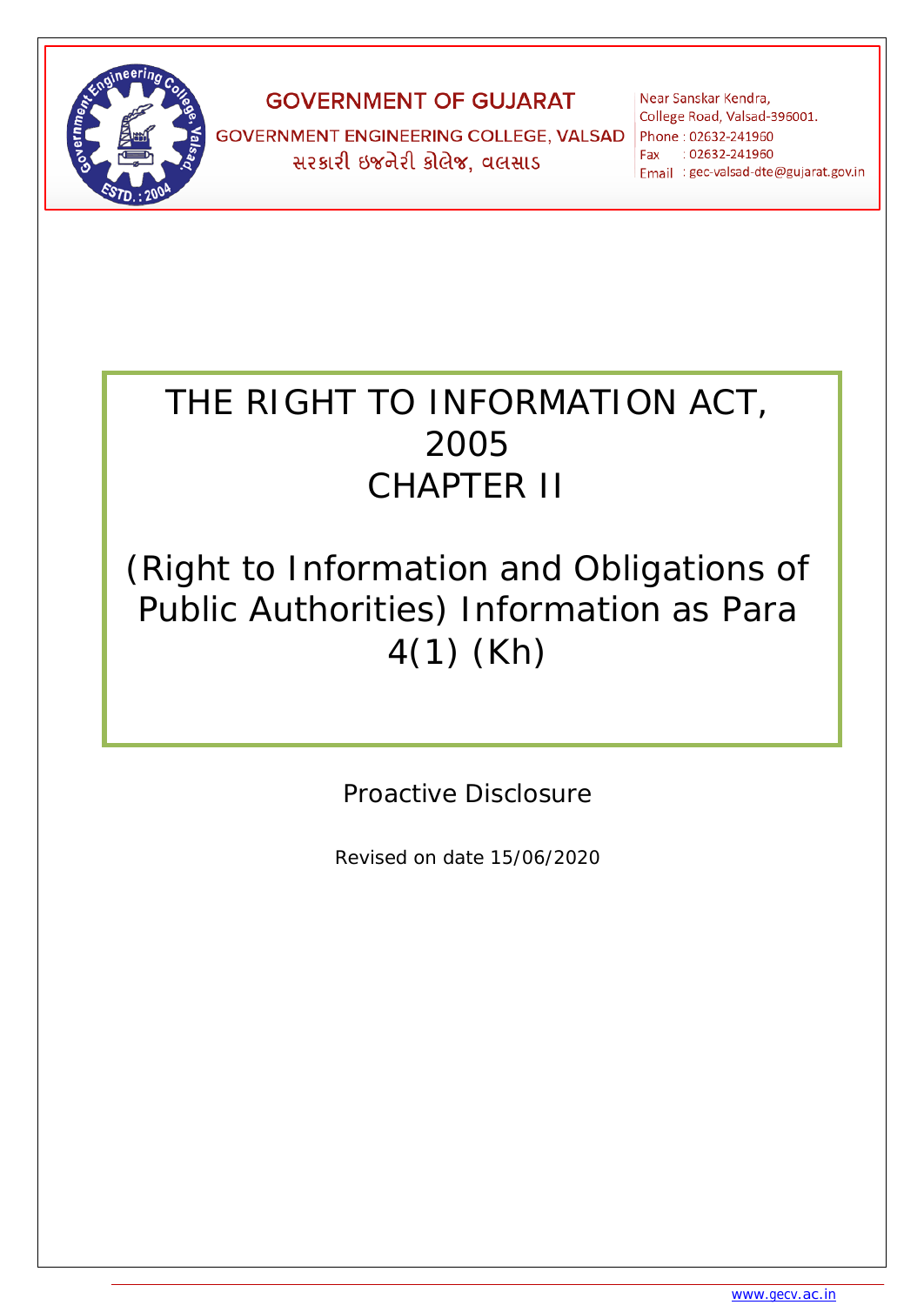GOVERNMENT OF GUJARAT

GOVERNMENT ENGINEERING COLLEGE, VALSAD

સરકારી ઇજનેરી કોલેજ, વલસાડ

Near Sanskar Kendra,
College Road, Valsad-396001.
Phone : 02632-241960
Fax : 02632-241960
Email : gec-valsad-dte@gujarat.gov.in

# THE RIGHT TO INFORMATION ACT, 2005
# CHAPTER II

## (Right to Information and Obligations of Public Authorities) Information as Para 4(1) (Kh)

Proactive Disclosure

Revised on date 15/06/2020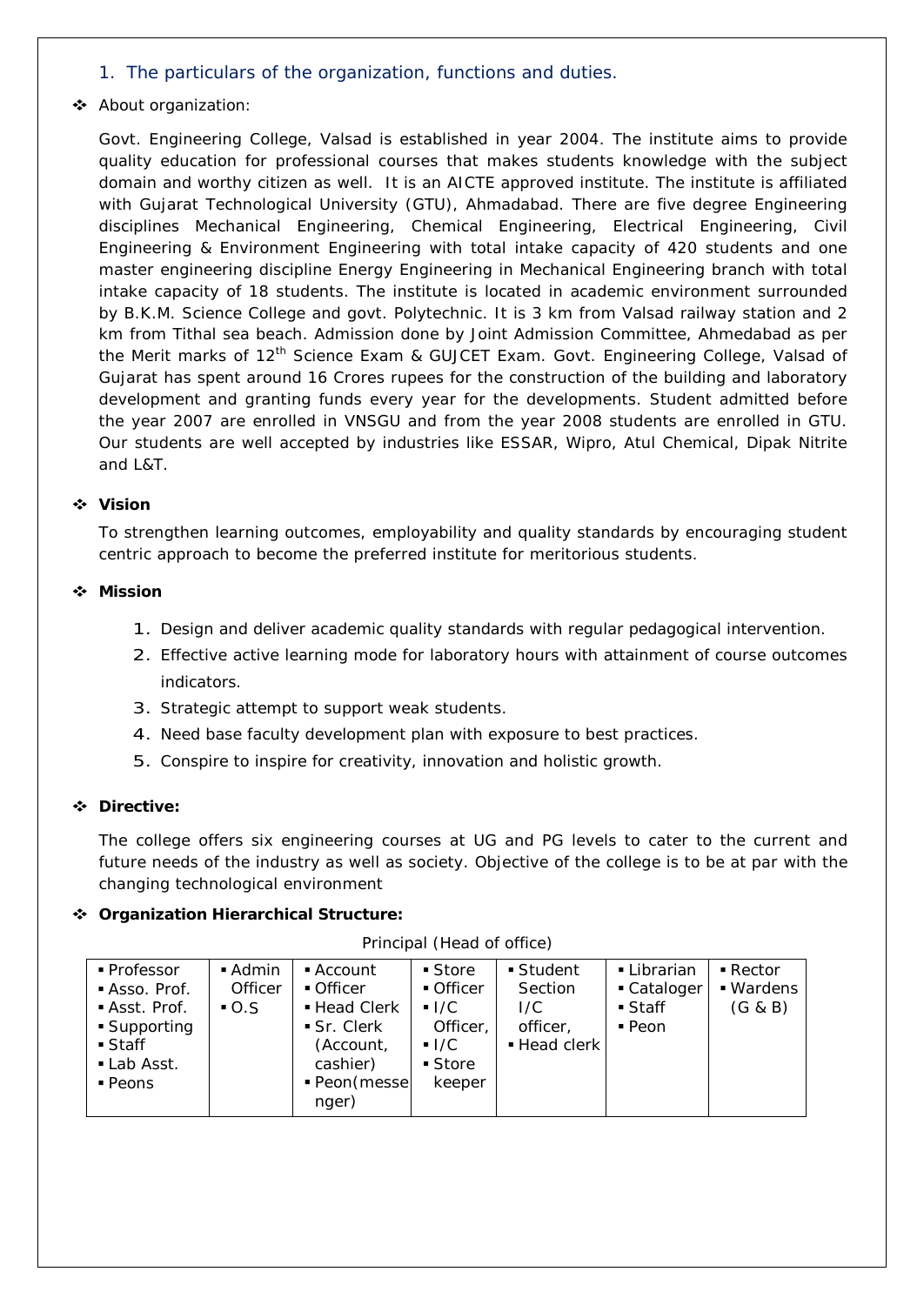## 1. The particulars of the organization, functions and duties.

❖ About organization:

Govt. Engineering College, Valsad is established in year 2004. The institute aims to provide quality education for professional courses that makes students knowledge with the subject domain and worthy citizen as well. It is an AICTE approved institute. The institute is affiliated with Gujarat Technological University (GTU), Ahmadabad. There are five degree Engineering disciplines Mechanical Engineering, Chemical Engineering, Electrical Engineering, Civil Engineering & Environment Engineering with total intake capacity of 420 students and one master engineering discipline Energy Engineering in Mechanical Engineering branch with total intake capacity of 18 students. The institute is located in academic environment surrounded by B.K.M. Science College and govt. Polytechnic. It is 3 km from Valsad railway station and 2 km from Tithal sea beach. Admission done by Joint Admission Committee, Ahmedabad as per the Merit marks of 12th Science Exam & GUJCET Exam. Govt. Engineering College, Valsad of Gujarat has spent around 16 Crores rupees for the construction of the building and laboratory development and granting funds every year for the developments. Student admitted before the year 2007 are enrolled in VNSGU and from the year 2008 students are enrolled in GTU. Our students are well accepted by industries like ESSAR, Wipro, Atul Chemical, Dipak Nitrite and L&T.

❖ **Vision**

To strengthen learning outcomes, employability and quality standards by encouraging student centric approach to become the preferred institute for meritorious students.

❖ **Mission**

1. Design and deliver academic quality standards with regular pedagogical intervention.
2. Effective active learning mode for laboratory hours with attainment of course outcomes indicators.
3. Strategic attempt to support weak students.
4. Need base faculty development plan with exposure to best practices.
5. Conspire to inspire for creativity, innovation and holistic growth.

❖ **Directive:**

The college offers six engineering courses at UG and PG levels to cater to the current and future needs of the industry as well as society. Objective of the college is to be at par with the changing technological environment

❖ **Organization Hierarchical Structure:**

Principal (Head of office)

| | | | | | | |
|---|---|---|---|---|---|---|
| ▪ Professor<br>▪ Asso. Prof.<br>▪ Asst. Prof.<br>▪ Supporting<br>▪ Staff<br>▪ Lab Asst.<br>▪ Peons | ▪ Admin Officer<br>▪ O.S | ▪ Account<br>▪ Officer<br>▪ Head Clerk<br>▪ Sr. Clerk (Account, cashier)<br>▪ Peon(messenger) | ▪ Store<br>▪ Officer<br>▪ I/C Officer,<br>▪ I/C<br>▪ Store keeper | ▪ Student Section I/C officer,<br>▪ Head clerk | ▪ Librarian<br>▪ Cataloger<br>▪ Staff<br>▪ Peon | ▪ Rector<br>▪ Wardens (G & B) |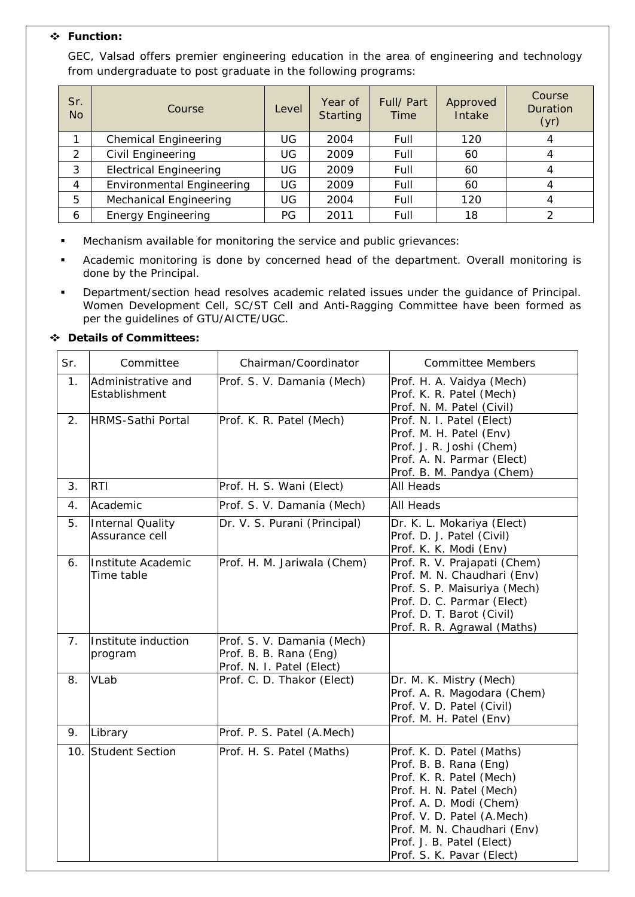- **Function:**

GEC, Valsad offers premier engineering education in the area of engineering and technology from undergraduate to post graduate in the following programs:

| Sr. No | Course | Level | Year of Starting | Full/ Part Time | Approved Intake | Course Duration (yr) |
|---|---|---|---|---|---|---|
| 1 | Chemical Engineering | UG | 2004 | Full | 120 | 4 |
| 2 | Civil Engineering | UG | 2009 | Full | 60 | 4 |
| 3 | Electrical Engineering | UG | 2009 | Full | 60 | 4 |
| 4 | Environmental Engineering | UG | 2009 | Full | 60 | 4 |
| 5 | Mechanical Engineering | UG | 2004 | Full | 120 | 4 |
| 6 | Energy Engineering | PG | 2011 | Full | 18 | 2 |

- Mechanism available for monitoring the service and public grievances:
- Academic monitoring is done by concerned head of the department. Overall monitoring is done by the Principal.
- Department/section head resolves academic related issues under the guidance of Principal. Women Development Cell, SC/ST Cell and Anti-Ragging Committee have been formed as per the guidelines of GTU/AICTE/UGC.

- **Details of Committees:**

| Sr. | Committee | Chairman/Coordinator | Committee Members |
|---|---|---|---|
| 1. | Administrative and Establishment | Prof. S. V. Damania (Mech) | Prof. H. A. Vaidya (Mech)<br>Prof. K. R. Patel (Mech)<br>Prof. N. M. Patel (Civil) |
| 2. | HRMS-Sathi Portal | Prof. K. R. Patel (Mech) | Prof. N. I. Patel (Elect)<br>Prof. M. H. Patel (Env)<br>Prof. J. R. Joshi (Chem)<br>Prof. A. N. Parmar (Elect)<br>Prof. B. M. Pandya (Chem) |
| 3. | RTI | Prof. H. S. Wani (Elect) | All Heads |
| 4. | Academic | Prof. S. V. Damania (Mech) | All Heads |
| 5. | Internal Quality Assurance cell | Dr. V. S. Purani (Principal) | Dr. K. L. Mokariya (Elect)<br>Prof. D. J. Patel (Civil)<br>Prof. K. K. Modi (Env) |
| 6. | Institute Academic Time table | Prof. H. M. Jariwala (Chem) | Prof. R. V. Prajapati (Chem)<br>Prof. M. N. Chaudhari (Env)<br>Prof. S. P. Maisuriya (Mech)<br>Prof. D. C. Parmar (Elect)<br>Prof. D. T. Barot (Civil)<br>Prof. R. R. Agrawal (Maths) |
| 7. | Institute induction program | Prof. S. V. Damania (Mech)<br>Prof. B. B. Rana (Eng)<br>Prof. N. I. Patel (Elect) | |
| 8. | VLab | Prof. C. D. Thakor (Elect) | Dr. M. K. Mistry (Mech)<br>Prof. A. R. Magodara (Chem)<br>Prof. V. D. Patel (Civil)<br>Prof. M. H. Patel (Env) |
| 9. | Library | Prof. P. S. Patel (A.Mech) | |
| 10. | Student Section | Prof. H. S. Patel (Maths) | Prof. K. D. Patel (Maths)<br>Prof. B. B. Rana (Eng)<br>Prof. K. R. Patel (Mech)<br>Prof. H. N. Patel (Mech)<br>Prof. A. D. Modi (Chem)<br>Prof. V. D. Patel (A.Mech)<br>Prof. M. N. Chaudhari (Env)<br>Prof. J. B. Patel (Elect)<br>Prof. S. K. Pavar (Elect) |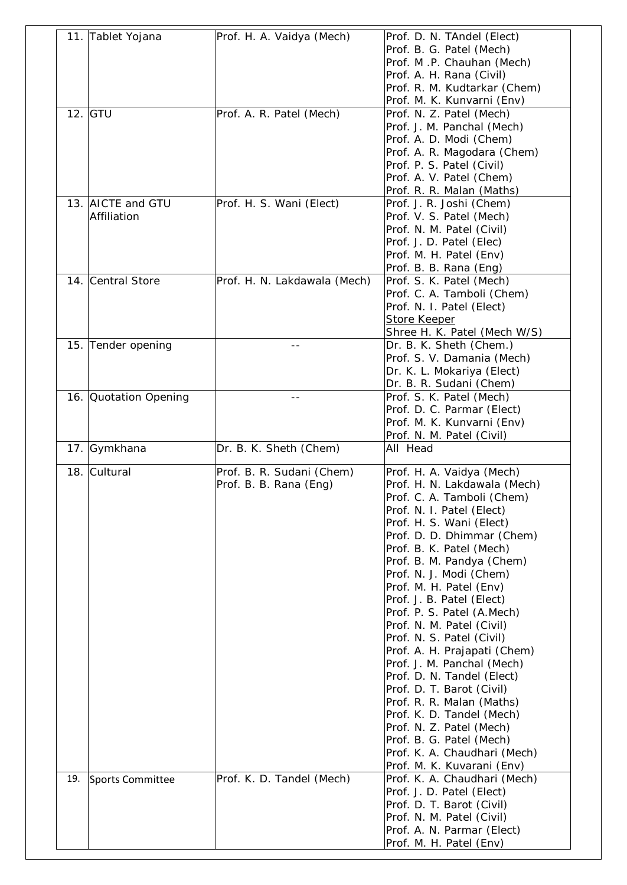| | | | |
|---|---|---|---|
| 11. | Tablet Yojana | Prof. H. A. Vaidya (Mech) | Prof. D. N. TAndel (Elect)<br>Prof. B. G. Patel (Mech)<br>Prof. M .P. Chauhan (Mech)<br>Prof. A. H. Rana (Civil)<br>Prof. R. M. Kudtarkar (Chem)<br>Prof. M. K. Kunvarni (Env) |
| 12. | GTU | Prof. A. R. Patel (Mech) | Prof. N. Z. Patel (Mech)<br>Prof. J. M. Panchal (Mech)<br>Prof. A. D. Modi (Chem)<br>Prof. A. R. Magodara (Chem)<br>Prof. P. S. Patel (Civil)<br>Prof. A. V. Patel (Chem)<br>Prof. R. R. Malan (Maths) |
| 13. | AICTE and GTU Affiliation | Prof. H. S. Wani (Elect) | Prof. J. R. Joshi (Chem)<br>Prof. V. S. Patel (Mech)<br>Prof. N. M. Patel (Civil)<br>Prof. J. D. Patel (Elec)<br>Prof. M. H. Patel (Env)<br>Prof. B. B. Rana (Eng) |
| 14. | Central Store | Prof. H. N. Lakdawala (Mech) | Prof. S. K. Patel (Mech)<br>Prof. C. A. Tamboli (Chem)<br>Prof. N. I. Patel (Elect)<br>Store Keeper<br>Shree H. K. Patel (Mech W/S) |
| 15. | Tender opening | -- | Dr. B. K. Sheth (Chem.)<br>Prof. S. V. Damania (Mech)<br>Dr. K. L. Mokariya (Elect)<br>Dr. B. R. Sudani (Chem) |
| 16. | Quotation Opening | -- | Prof. S. K. Patel (Mech)<br>Prof. D. C. Parmar (Elect)<br>Prof. M. K. Kunvarni (Env)<br>Prof. N. M. Patel (Civil) |
| 17. | Gymkhana | Dr. B. K. Sheth (Chem) | All Head |
| 18. | Cultural | Prof. B. R. Sudani (Chem)<br>Prof. B. B. Rana (Eng) | Prof. H. A. Vaidya (Mech)<br>Prof. H. N. Lakdawala (Mech)<br>Prof. C. A. Tamboli (Chem)<br>Prof. N. I. Patel (Elect)<br>Prof. H. S. Wani (Elect)<br>Prof. D. D. Dhimmar (Chem)<br>Prof. B. K. Patel (Mech)<br>Prof. B. M. Pandya (Chem)<br>Prof. N. J. Modi (Chem)<br>Prof. M. H. Patel (Env)<br>Prof. J. B. Patel (Elect)<br>Prof. P. S. Patel (A.Mech)<br>Prof. N. M. Patel (Civil)<br>Prof. N. S. Patel (Civil)<br>Prof. A. H. Prajapati (Chem)<br>Prof. J. M. Panchal (Mech)<br>Prof. D. N. Tandel (Elect)<br>Prof. D. T. Barot (Civil)<br>Prof. R. R. Malan (Maths)<br>Prof. K. D. Tandel (Mech)<br>Prof. N. Z. Patel (Mech)<br>Prof. B. G. Patel (Mech)<br>Prof. K. A. Chaudhari (Mech)<br>Prof. M. K. Kuvarani (Env) |
| 19. | Sports Committee | Prof. K. D. Tandel (Mech) | Prof. K. A. Chaudhari (Mech)<br>Prof. J. D. Patel (Elect)<br>Prof. D. T. Barot (Civil)<br>Prof. N. M. Patel (Civil)<br>Prof. A. N. Parmar (Elect)<br>Prof. M. H. Patel (Env) |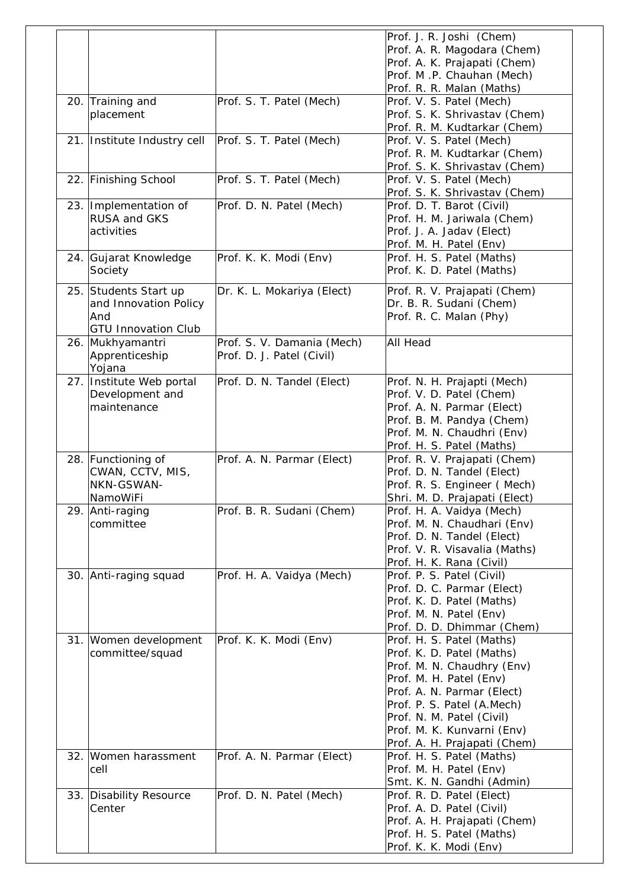| | | | |
|---|---|---|---|
| | | | Prof. J. R. Joshi (Chem)<br>Prof. A. R. Magodara (Chem)<br>Prof. A. K. Prajapati (Chem)<br>Prof. M .P. Chauhan (Mech)<br>Prof. R. R. Malan (Maths) |
| 20. | Training and placement | Prof. S. T. Patel (Mech) | Prof. V. S. Patel (Mech)<br>Prof. S. K. Shrivastav (Chem)<br>Prof. R. M. Kudtarkar (Chem) |
| 21. | Institute Industry cell | Prof. S. T. Patel (Mech) | Prof. V. S. Patel (Mech)<br>Prof. R. M. Kudtarkar (Chem)<br>Prof. S. K. Shrivastav (Chem) |
| 22. | Finishing School | Prof. S. T. Patel (Mech) | Prof. V. S. Patel (Mech)<br>Prof. S. K. Shrivastav (Chem) |
| 23. | Implementation of RUSA and GKS activities | Prof. D. N. Patel (Mech) | Prof. D. T. Barot (Civil)<br>Prof. H. M. Jariwala (Chem)<br>Prof. J. A. Jadav (Elect)<br>Prof. M. H. Patel (Env) |
| 24. | Gujarat Knowledge Society | Prof. K. K. Modi (Env) | Prof. H. S. Patel (Maths)<br>Prof. K. D. Patel (Maths) |
| 25. | Students Start up and Innovation Policy And GTU Innovation Club | Dr. K. L. Mokariya (Elect) | Prof. R. V. Prajapati (Chem)<br>Dr. B. R. Sudani (Chem)<br>Prof. R. C. Malan (Phy) |
| 26. | Mukhyamantri Apprenticeship Yojana | Prof. S. V. Damania (Mech)<br>Prof. D. J. Patel (Civil) | All Head |
| 27. | Institute Web portal Development and maintenance | Prof. D. N. Tandel (Elect) | Prof. N. H. Prajapti (Mech)<br>Prof. V. D. Patel (Chem)<br>Prof. A. N. Parmar (Elect)<br>Prof. B. M. Pandya (Chem)<br>Prof. M. N. Chaudhri (Env)<br>Prof. H. S. Patel (Maths) |
| 28. | Functioning of CWAN, CCTV, MIS, NKN-GSWAN-NamoWiFi | Prof. A. N. Parmar (Elect) | Prof. R. V. Prajapati (Chem)<br>Prof. D. N. Tandel (Elect)<br>Prof. R. S. Engineer ( Mech)<br>Shri. M. D. Prajapati (Elect) |
| 29. | Anti-raging committee | Prof. B. R. Sudani (Chem) | Prof. H. A. Vaidya (Mech)<br>Prof. M. N. Chaudhari (Env)<br>Prof. D. N. Tandel (Elect)<br>Prof. V. R. Visavalia (Maths)<br>Prof. H. K. Rana (Civil) |
| 30. | Anti-raging squad | Prof. H. A. Vaidya (Mech) | Prof. P. S. Patel (Civil)<br>Prof. D. C. Parmar (Elect)<br>Prof. K. D. Patel (Maths)<br>Prof. M. N. Patel (Env)<br>Prof. D. D. Dhimmar (Chem) |
| 31. | Women development committee/squad | Prof. K. K. Modi (Env) | Prof. H. S. Patel (Maths)<br>Prof. K. D. Patel (Maths)<br>Prof. M. N. Chaudhry (Env)<br>Prof. M. H. Patel (Env)<br>Prof. A. N. Parmar (Elect)<br>Prof. P. S. Patel (A.Mech)<br>Prof. N. M. Patel (Civil)<br>Prof. M. K. Kunvarni (Env)<br>Prof. A. H. Prajapati (Chem) |
| 32. | Women harassment cell | Prof. A. N. Parmar (Elect) | Prof. H. S. Patel (Maths)<br>Prof. M. H. Patel (Env)<br>Smt. K. N. Gandhi (Admin) |
| 33. | Disability Resource Center | Prof. D. N. Patel (Mech) | Prof. R. D. Patel (Elect)<br>Prof. A. D. Patel (Civil)<br>Prof. A. H. Prajapati (Chem)<br>Prof. H. S. Patel (Maths)<br>Prof. K. K. Modi (Env) |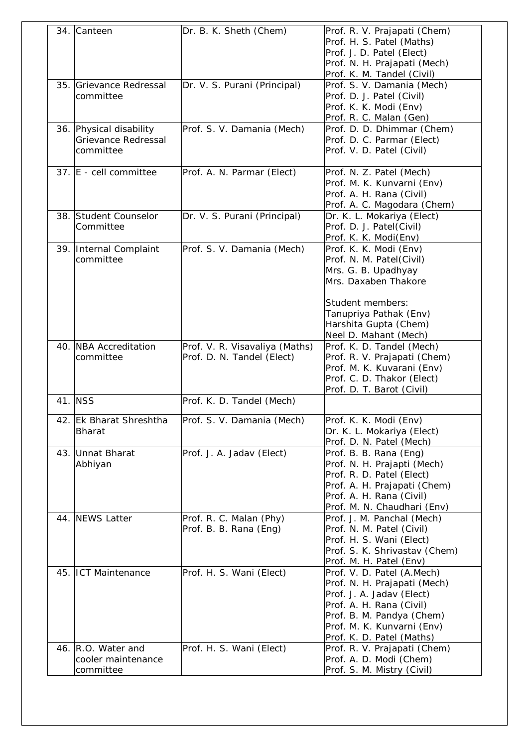| 34. | Canteen | Dr. B. K. Sheth (Chem) | Prof. R. V. Prajapati (Chem)<br>Prof. H. S. Patel (Maths)<br>Prof. J. D. Patel (Elect)<br>Prof. N. H. Prajapati (Mech)<br>Prof. K. M. Tandel (Civil) |
|---|---|---|---|
| 35. | Grievance Redressal committee | Dr. V. S. Purani (Principal) | Prof. S. V. Damania (Mech)<br>Prof. D. J. Patel (Civil)<br>Prof. K. K. Modi (Env)<br>Prof. R. C. Malan (Gen) |
| 36. | Physical disability Grievance Redressal committee | Prof. S. V. Damania (Mech) | Prof. D. D. Dhimmar (Chem)<br>Prof. D. C. Parmar (Elect)<br>Prof. V. D. Patel (Civil) |
| 37. | E - cell committee | Prof. A. N. Parmar (Elect) | Prof. N. Z. Patel (Mech)<br>Prof. M. K. Kunvarni (Env)<br>Prof. A. H. Rana (Civil)<br>Prof. A. C. Magodara (Chem) |
| 38. | Student Counselor Committee | Dr. V. S. Purani (Principal) | Dr. K. L. Mokariya (Elect)<br>Prof. D. J. Patel(Civil)<br>Prof. K. K. Modi(Env) |
| 39. | Internal Complaint committee | Prof. S. V. Damania (Mech) | Prof. K. K. Modi (Env)<br>Prof. N. M. Patel(Civil)<br>Mrs. G. B. Upadhyay<br>Mrs. Daxaben Thakore<br><br>Student members:<br>Tanupriya Pathak (Env)<br>Harshita Gupta (Chem)<br>Neel D. Mahant (Mech) |
| 40. | NBA Accreditation committee | Prof. V. R. Visavaliya (Maths)<br>Prof. D. N. Tandel (Elect) | Prof. K. D. Tandel (Mech)<br>Prof. R. V. Prajapati (Chem)<br>Prof. M. K. Kuvarani (Env)<br>Prof. C. D. Thakor (Elect)<br>Prof. D. T. Barot (Civil) |
| 41. | NSS | Prof. K. D. Tandel (Mech) | |
| 42. | Ek Bharat Shreshtha Bharat | Prof. S. V. Damania (Mech) | Prof. K. K. Modi (Env)<br>Dr. K. L. Mokariya (Elect)<br>Prof. D. N. Patel (Mech) |
| 43. | Unnat Bharat Abhiyan | Prof. J. A. Jadav (Elect) | Prof. B. B. Rana (Eng)<br>Prof. N. H. Prajapti (Mech)<br>Prof. R. D. Patel (Elect)<br>Prof. A. H. Prajapati (Chem)<br>Prof. A. H. Rana (Civil)<br>Prof. M. N. Chaudhari (Env) |
| 44. | NEWS Latter | Prof. R. C. Malan (Phy)<br>Prof. B. B. Rana (Eng) | Prof. J. M. Panchal (Mech)<br>Prof. N. M. Patel (Civil)<br>Prof. H. S. Wani (Elect)<br>Prof. S. K. Shrivastav (Chem)<br>Prof. M. H. Patel (Env) |
| 45. | ICT Maintenance | Prof. H. S. Wani (Elect) | Prof. V. D. Patel (A.Mech)<br>Prof. N. H. Prajapati (Mech)<br>Prof. J. A. Jadav (Elect)<br>Prof. A. H. Rana (Civil)<br>Prof. B. M. Pandya (Chem)<br>Prof. M. K. Kunvarni (Env)<br>Prof. K. D. Patel (Maths) |
| 46. | R.O. Water and cooler maintenance committee | Prof. H. S. Wani (Elect) | Prof. R. V. Prajapati (Chem)<br>Prof. A. D. Modi (Chem)<br>Prof. S. M. Mistry (Civil) |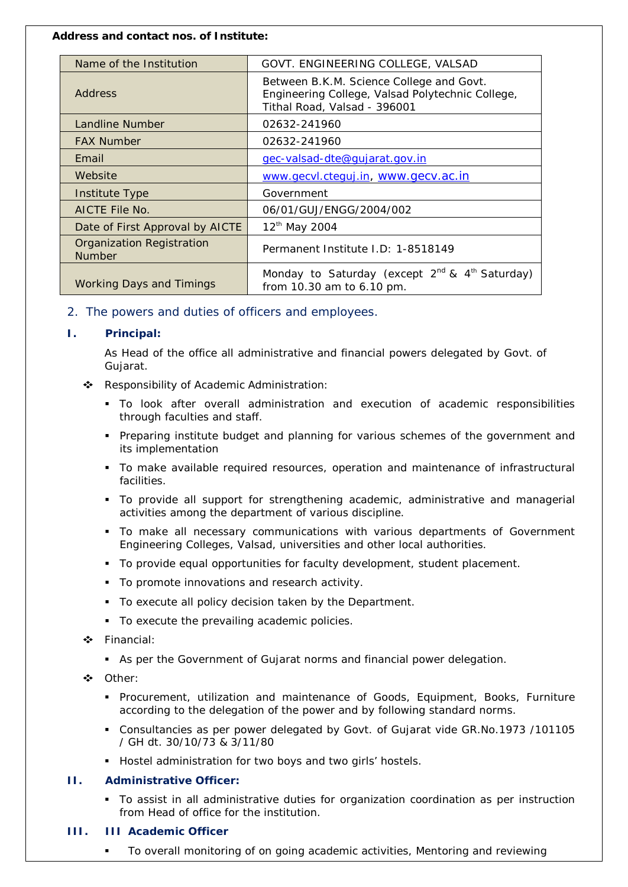**Address and contact nos. of Institute:**

| Name of the Institution | GOVT. ENGINEERING COLLEGE, VALSAD |
|---|---|
| Address | Between B.K.M. Science College and Govt. Engineering College, Valsad Polytechnic College, Tithal Road, Valsad - 396001 |
| Landline Number | 02632-241960 |
| FAX Number | 02632-241960 |
| Email | gec-valsad-dte@gujarat.gov.in |
| Website | www.gecvl.cteguj.in, www.gecv.ac.in |
| Institute Type | Government |
| AICTE File No. | 06/01/GUJ/ENGG/2004/002 |
| Date of First Approval by AICTE | 12th May 2004 |
| Organization Registration Number | Permanent Institute I.D: 1-8518149 |
| Working Days and Timings | Monday to Saturday (except 2nd & 4th Saturday) from 10.30 am to 6.10 pm. |

## 2. The powers and duties of officers and employees.

### I. Principal:

As Head of the office all administrative and financial powers delegated by Govt. of Gujarat.

- Responsibility of Academic Administration:
  - To look after overall administration and execution of academic responsibilities through faculties and staff.
  - Preparing institute budget and planning for various schemes of the government and its implementation
  - To make available required resources, operation and maintenance of infrastructural facilities.
  - To provide all support for strengthening academic, administrative and managerial activities among the department of various discipline.
  - To make all necessary communications with various departments of Government Engineering Colleges, Valsad, universities and other local authorities.
  - To provide equal opportunities for faculty development, student placement.
  - To promote innovations and research activity.
  - To execute all policy decision taken by the Department.
  - To execute the prevailing academic policies.
- Financial:
  - As per the Government of Gujarat norms and financial power delegation.
- Other:
  - Procurement, utilization and maintenance of Goods, Equipment, Books, Furniture according to the delegation of the power and by following standard norms.
  - Consultancies as per power delegated by Govt. of Gujarat vide GR.No.1973 /101105 / GH dt. 30/10/73 & 3/11/80
  - Hostel administration for two boys and two girls' hostels.

### II. Administrative Officer:

- To assist in all administrative duties for organization coordination as per instruction from Head of office for the institution.

### III. III Academic Officer

- To overall monitoring of on going academic activities, Mentoring and reviewing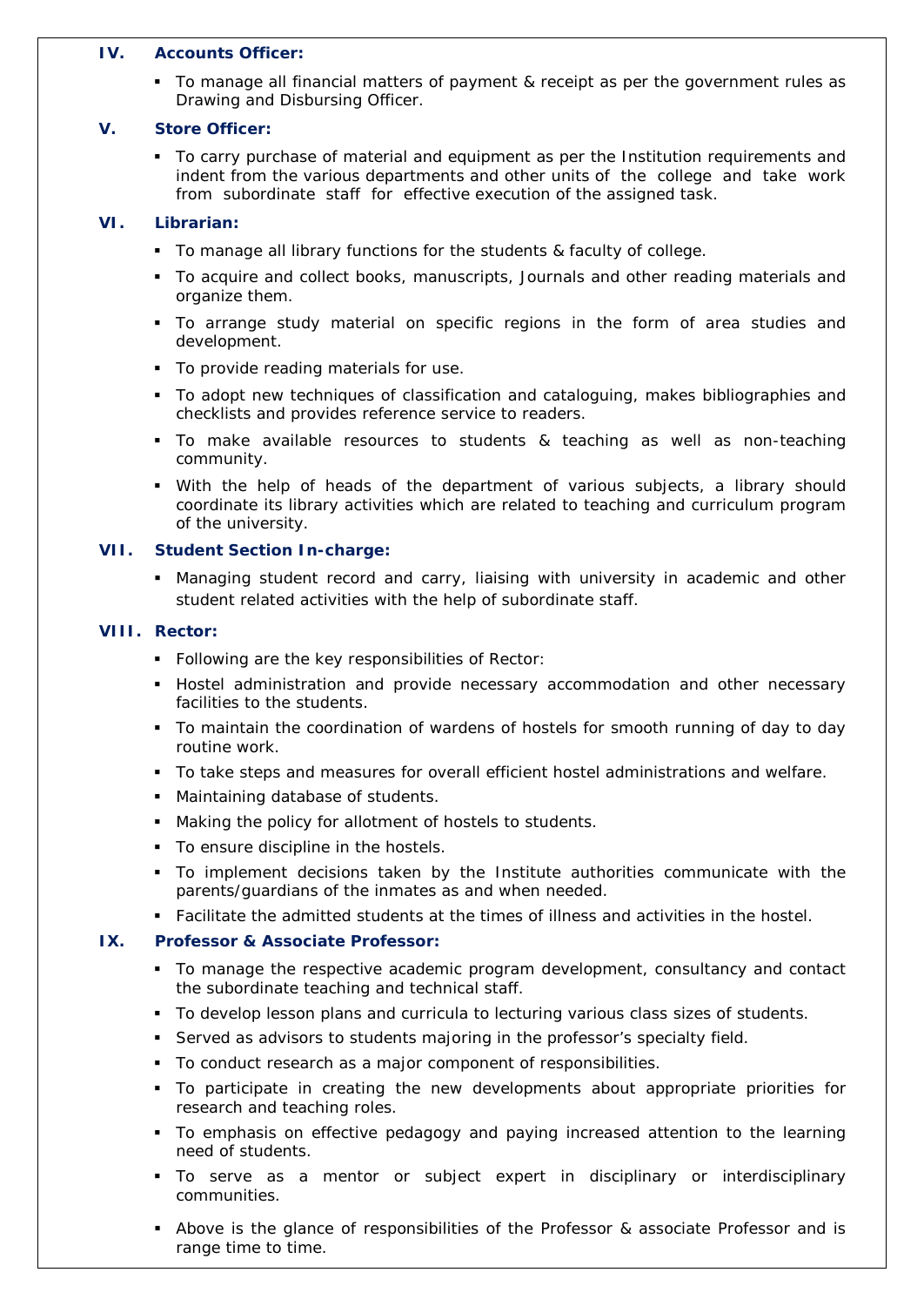### IV. Accounts Officer:

- To manage all financial matters of payment & receipt as per the government rules as Drawing and Disbursing Officer.

### V. Store Officer:

- To carry purchase of material and equipment as per the Institution requirements and indent from the various departments and other units of the college and take work from subordinate staff for effective execution of the assigned task.

### VI. Librarian:

- To manage all library functions for the students & faculty of college.
- To acquire and collect books, manuscripts, Journals and other reading materials and organize them.
- To arrange study material on specific regions in the form of area studies and development.
- To provide reading materials for use.
- To adopt new techniques of classification and cataloguing, makes bibliographies and checklists and provides reference service to readers.
- To make available resources to students & teaching as well as non-teaching community.
- With the help of heads of the department of various subjects, a library should coordinate its library activities which are related to teaching and curriculum program of the university.

### VII. Student Section In-charge:

- Managing student record and carry, liaising with university in academic and other student related activities with the help of subordinate staff.

### VIII. Rector:

- Following are the key responsibilities of Rector:
- Hostel administration and provide necessary accommodation and other necessary facilities to the students.
- To maintain the coordination of wardens of hostels for smooth running of day to day routine work.
- To take steps and measures for overall efficient hostel administrations and welfare.
- Maintaining database of students.
- Making the policy for allotment of hostels to students.
- To ensure discipline in the hostels.
- To implement decisions taken by the Institute authorities communicate with the parents/guardians of the inmates as and when needed.
- Facilitate the admitted students at the times of illness and activities in the hostel.

### IX. Professor & Associate Professor:

- To manage the respective academic program development, consultancy and contact the subordinate teaching and technical staff.
- To develop lesson plans and curricula to lecturing various class sizes of students.
- Served as advisors to students majoring in the professor's specialty field.
- To conduct research as a major component of responsibilities.
- To participate in creating the new developments about appropriate priorities for research and teaching roles.
- To emphasis on effective pedagogy and paying increased attention to the learning need of students.
- To serve as a mentor or subject expert in disciplinary or interdisciplinary communities.
- Above is the glance of responsibilities of the Professor & associate Professor and is range time to time.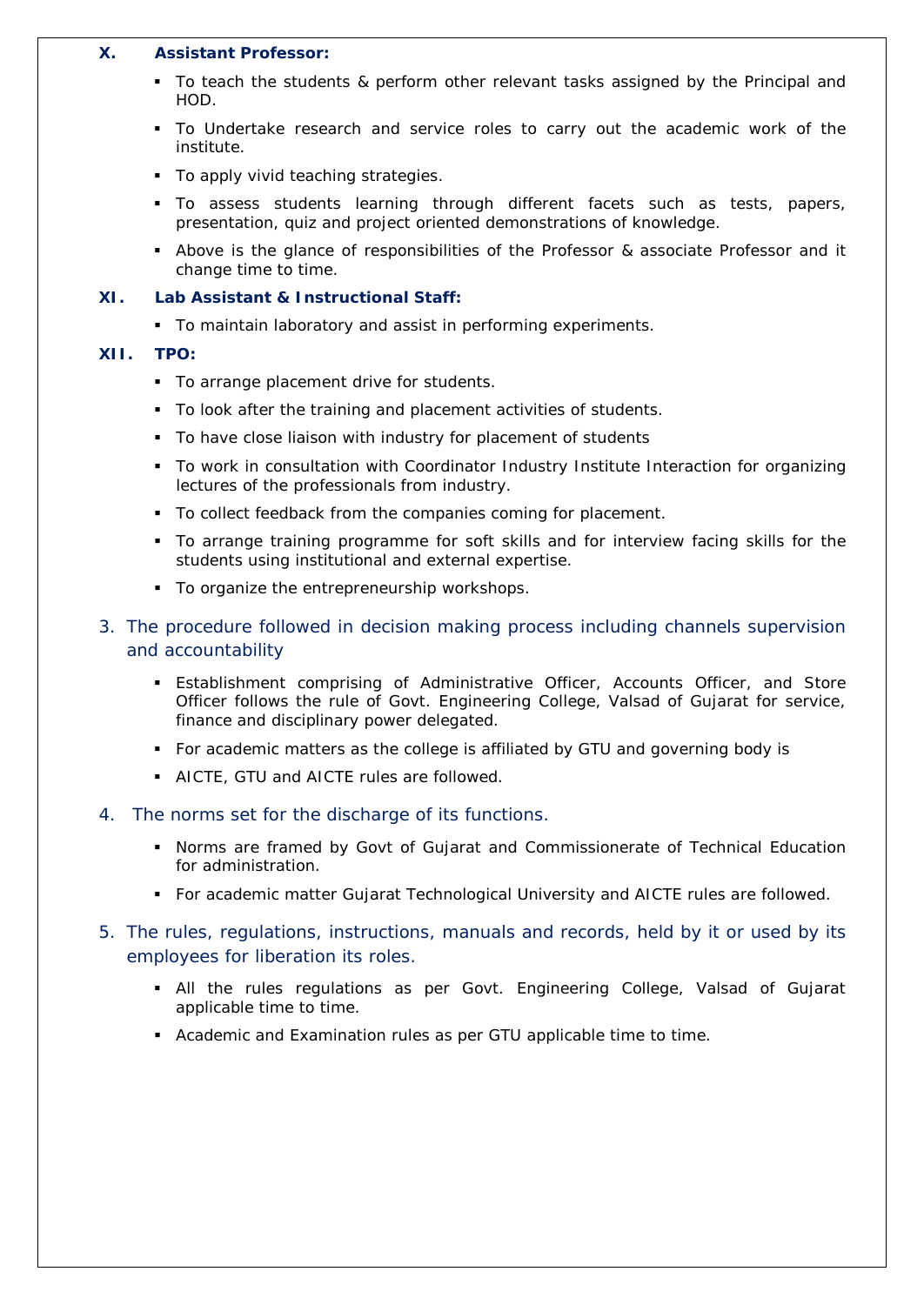### X. Assistant Professor:

- To teach the students & perform other relevant tasks assigned by the Principal and HOD.
- To Undertake research and service roles to carry out the academic work of the institute.
- To apply vivid teaching strategies.
- To assess students learning through different facets such as tests, papers, presentation, quiz and project oriented demonstrations of knowledge.
- Above is the glance of responsibilities of the Professor & associate Professor and it change time to time.

### XI. Lab Assistant & Instructional Staff:

- To maintain laboratory and assist in performing experiments.

### XII. TPO:

- To arrange placement drive for students.
- To look after the training and placement activities of students.
- To have close liaison with industry for placement of students
- To work in consultation with Coordinator Industry Institute Interaction for organizing lectures of the professionals from industry.
- To collect feedback from the companies coming for placement.
- To arrange training programme for soft skills and for interview facing skills for the students using institutional and external expertise.
- To organize the entrepreneurship workshops.

## 3. The procedure followed in decision making process including channels supervision and accountability

- Establishment comprising of Administrative Officer, Accounts Officer, and Store Officer follows the rule of Govt. Engineering College, Valsad of Gujarat for service, finance and disciplinary power delegated.
- For academic matters as the college is affiliated by GTU and governing body is
- AICTE, GTU and AICTE rules are followed.

## 4. The norms set for the discharge of its functions.

- Norms are framed by Govt of Gujarat and Commissionerate of Technical Education for administration.
- For academic matter Gujarat Technological University and AICTE rules are followed.

## 5. The rules, regulations, instructions, manuals and records, held by it or used by its employees for liberation its roles.

- All the rules regulations as per Govt. Engineering College, Valsad of Gujarat applicable time to time.
- Academic and Examination rules as per GTU applicable time to time.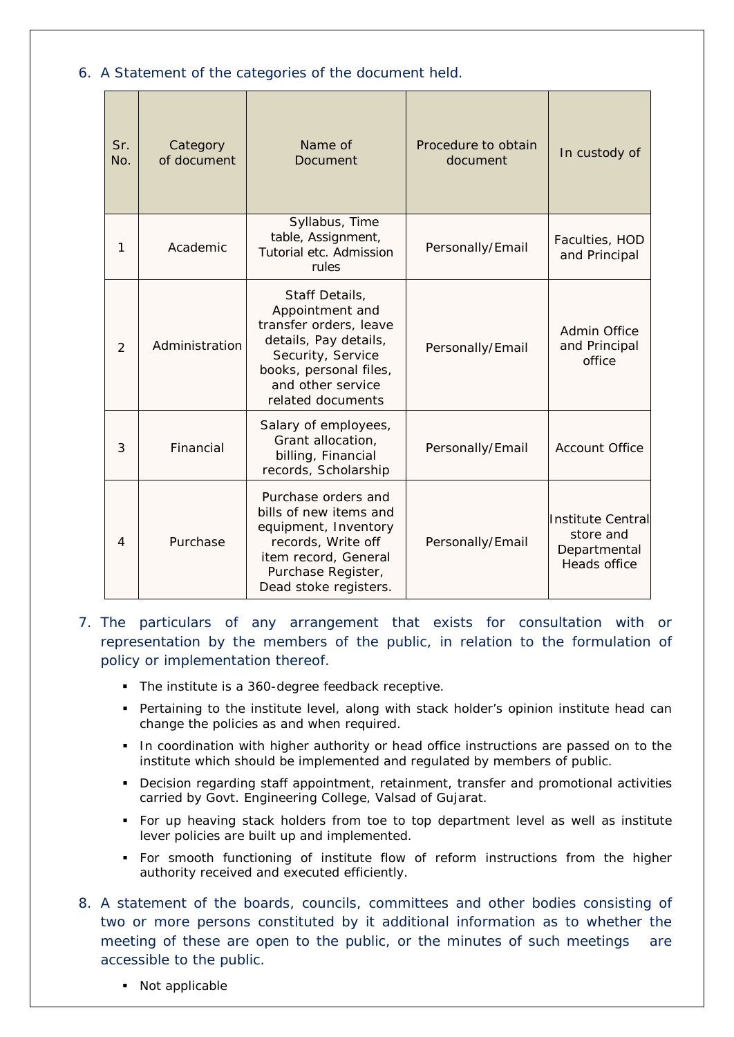6. A Statement of the categories of the document held.

| Sr. No. | Category of document | Name of Document | Procedure to obtain document | In custody of |
|---|---|---|---|---|
| 1 | Academic | Syllabus, Time table, Assignment, Tutorial etc. Admission rules | Personally/Email | Faculties, HOD and Principal |
| 2 | Administration | Staff Details, Appointment and transfer orders, leave details, Pay details, Security, Service books, personal files, and other service related documents | Personally/Email | Admin Office and Principal office |
| 3 | Financial | Salary of employees, Grant allocation, billing, Financial records, Scholarship | Personally/Email | Account Office |
| 4 | Purchase | Purchase orders and bills of new items and equipment, Inventory records, Write off item record, General Purchase Register, Dead stoke registers. | Personally/Email | Institute Central store and Departmental Heads office |

7. The particulars of any arrangement that exists for consultation with or representation by the members of the public, in relation to the formulation of policy or implementation thereof.

   - The institute is a 360-degree feedback receptive.
   - Pertaining to the institute level, along with stack holder's opinion institute head can change the policies as and when required.
   - In coordination with higher authority or head office instructions are passed on to the institute which should be implemented and regulated by members of public.
   - Decision regarding staff appointment, retainment, transfer and promotional activities carried by Govt. Engineering College, Valsad of Gujarat.
   - For up heaving stack holders from toe to top department level as well as institute lever policies are built up and implemented.
   - For smooth functioning of institute flow of reform instructions from the higher authority received and executed efficiently.

8. A statement of the boards, councils, committees and other bodies consisting of two or more persons constituted by it additional information as to whether the meeting of these are open to the public, or the minutes of such meetings are accessible to the public.

   - Not applicable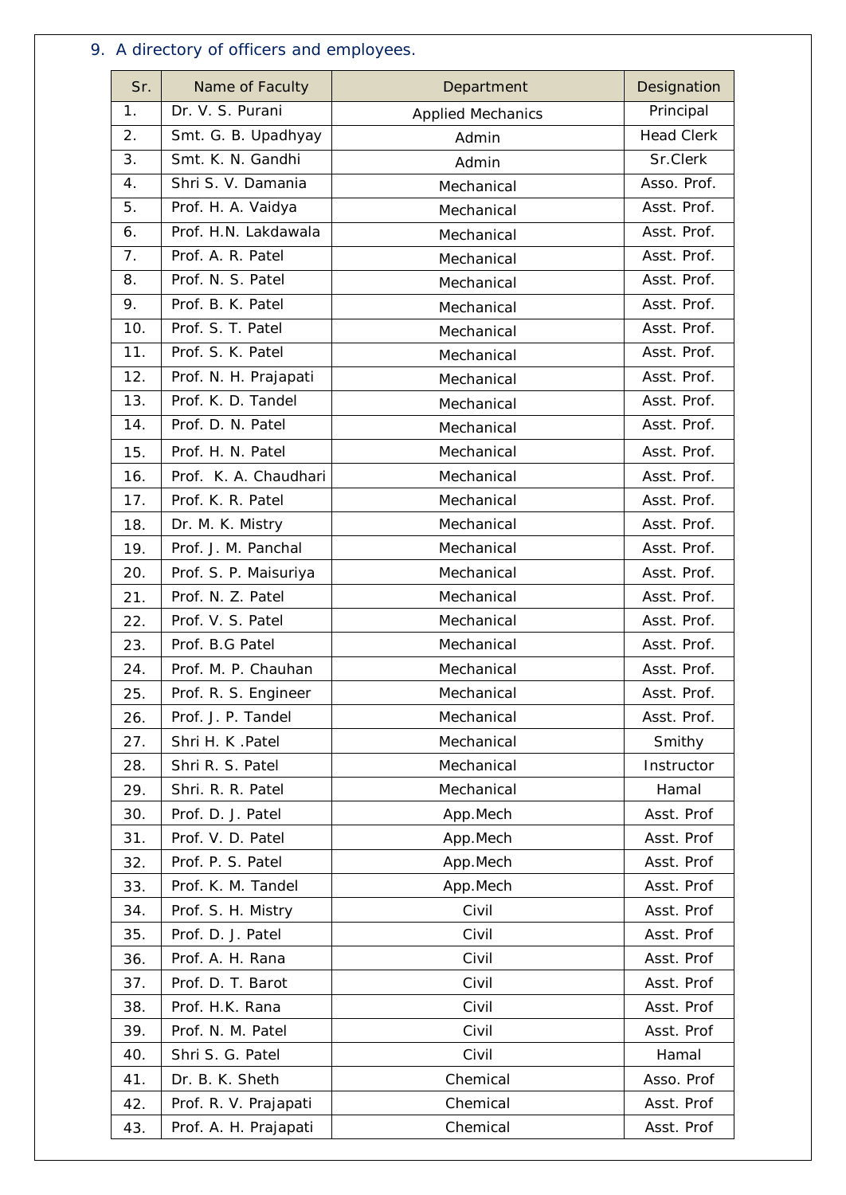9. A directory of officers and employees.

| Sr. | Name of Faculty | Department | Designation |
|---|---|---|---|
| 1. | Dr. V. S. Purani | Applied Mechanics | Principal |
| 2. | Smt. G. B. Upadhyay | Admin | Head Clerk |
| 3. | Smt. K. N. Gandhi | Admin | Sr.Clerk |
| 4. | Shri S. V. Damania | Mechanical | Asso. Prof. |
| 5. | Prof. H. A. Vaidya | Mechanical | Asst. Prof. |
| 6. | Prof. H.N. Lakdawala | Mechanical | Asst. Prof. |
| 7. | Prof. A. R. Patel | Mechanical | Asst. Prof. |
| 8. | Prof. N. S. Patel | Mechanical | Asst. Prof. |
| 9. | Prof. B. K. Patel | Mechanical | Asst. Prof. |
| 10. | Prof. S. T. Patel | Mechanical | Asst. Prof. |
| 11. | Prof. S. K. Patel | Mechanical | Asst. Prof. |
| 12. | Prof. N. H. Prajapati | Mechanical | Asst. Prof. |
| 13. | Prof. K. D. Tandel | Mechanical | Asst. Prof. |
| 14. | Prof. D. N. Patel | Mechanical | Asst. Prof. |
| 15. | Prof. H. N. Patel | Mechanical | Asst. Prof. |
| 16. | Prof. K. A. Chaudhari | Mechanical | Asst. Prof. |
| 17. | Prof. K. R. Patel | Mechanical | Asst. Prof. |
| 18. | Dr. M. K. Mistry | Mechanical | Asst. Prof. |
| 19. | Prof. J. M. Panchal | Mechanical | Asst. Prof. |
| 20. | Prof. S. P. Maisuriya | Mechanical | Asst. Prof. |
| 21. | Prof. N. Z. Patel | Mechanical | Asst. Prof. |
| 22. | Prof. V. S. Patel | Mechanical | Asst. Prof. |
| 23. | Prof. B.G Patel | Mechanical | Asst. Prof. |
| 24. | Prof. M. P. Chauhan | Mechanical | Asst. Prof. |
| 25. | Prof. R. S. Engineer | Mechanical | Asst. Prof. |
| 26. | Prof. J. P. Tandel | Mechanical | Asst. Prof. |
| 27. | Shri H. K .Patel | Mechanical | Smithy |
| 28. | Shri R. S. Patel | Mechanical | Instructor |
| 29. | Shri. R. R. Patel | Mechanical | Hamal |
| 30. | Prof. D. J. Patel | App.Mech | Asst. Prof |
| 31. | Prof. V. D. Patel | App.Mech | Asst. Prof |
| 32. | Prof. P. S. Patel | App.Mech | Asst. Prof |
| 33. | Prof. K. M. Tandel | App.Mech | Asst. Prof |
| 34. | Prof. S. H. Mistry | Civil | Asst. Prof |
| 35. | Prof. D. J. Patel | Civil | Asst. Prof |
| 36. | Prof. A. H. Rana | Civil | Asst. Prof |
| 37. | Prof. D. T. Barot | Civil | Asst. Prof |
| 38. | Prof. H.K. Rana | Civil | Asst. Prof |
| 39. | Prof. N. M. Patel | Civil | Asst. Prof |
| 40. | Shri S. G. Patel | Civil | Hamal |
| 41. | Dr. B. K. Sheth | Chemical | Asso. Prof |
| 42. | Prof. R. V. Prajapati | Chemical | Asst. Prof |
| 43. | Prof. A. H. Prajapati | Chemical | Asst. Prof |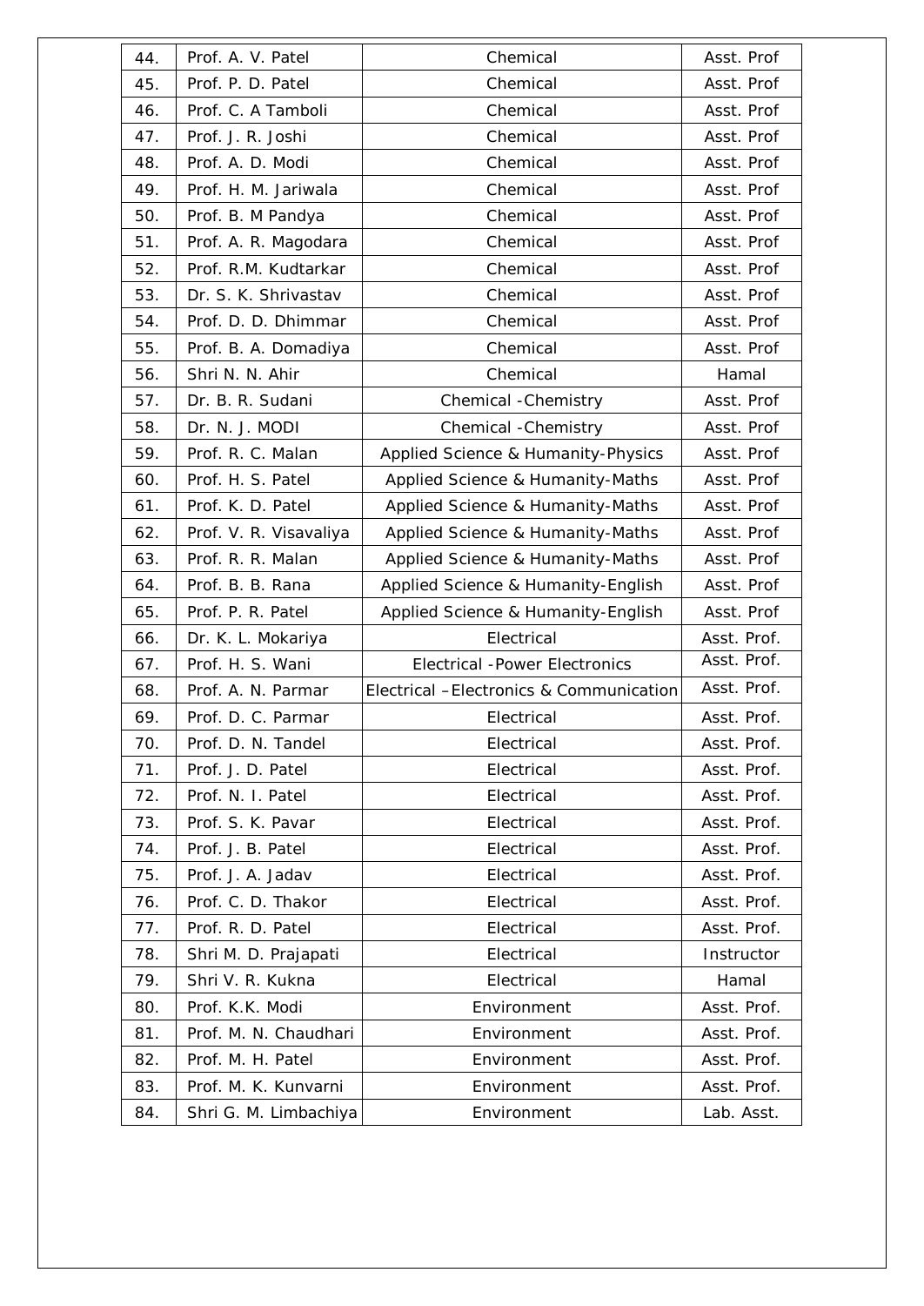| 44. | Prof. A. V. Patel | Chemical | Asst. Prof |
|---|---|---|---|
| 45. | Prof. P. D. Patel | Chemical | Asst. Prof |
| 46. | Prof. C. A Tamboli | Chemical | Asst. Prof |
| 47. | Prof. J. R. Joshi | Chemical | Asst. Prof |
| 48. | Prof. A. D. Modi | Chemical | Asst. Prof |
| 49. | Prof. H. M. Jariwala | Chemical | Asst. Prof |
| 50. | Prof. B. M Pandya | Chemical | Asst. Prof |
| 51. | Prof. A. R. Magodara | Chemical | Asst. Prof |
| 52. | Prof. R.M. Kudtarkar | Chemical | Asst. Prof |
| 53. | Dr. S. K. Shrivastav | Chemical | Asst. Prof |
| 54. | Prof. D. D. Dhimmar | Chemical | Asst. Prof |
| 55. | Prof. B. A. Domadiya | Chemical | Asst. Prof |
| 56. | Shri N. N. Ahir | Chemical | Hamal |
| 57. | Dr. B. R. Sudani | Chemical -Chemistry | Asst. Prof |
| 58. | Dr. N. J. MODI | Chemical -Chemistry | Asst. Prof |
| 59. | Prof. R. C. Malan | Applied Science & Humanity-Physics | Asst. Prof |
| 60. | Prof. H. S. Patel | Applied Science & Humanity-Maths | Asst. Prof |
| 61. | Prof. K. D. Patel | Applied Science & Humanity-Maths | Asst. Prof |
| 62. | Prof. V. R. Visavaliya | Applied Science & Humanity-Maths | Asst. Prof |
| 63. | Prof. R. R. Malan | Applied Science & Humanity-Maths | Asst. Prof |
| 64. | Prof. B. B. Rana | Applied Science & Humanity-English | Asst. Prof |
| 65. | Prof. P. R. Patel | Applied Science & Humanity-English | Asst. Prof |
| 66. | Dr. K. L. Mokariya | Electrical | Asst. Prof. |
| 67. | Prof. H. S. Wani | Electrical -Power Electronics | Asst. Prof. |
| 68. | Prof. A. N. Parmar | Electrical –Electronics & Communication | Asst. Prof. |
| 69. | Prof. D. C. Parmar | Electrical | Asst. Prof. |
| 70. | Prof. D. N. Tandel | Electrical | Asst. Prof. |
| 71. | Prof. J. D. Patel | Electrical | Asst. Prof. |
| 72. | Prof. N. I. Patel | Electrical | Asst. Prof. |
| 73. | Prof. S. K. Pavar | Electrical | Asst. Prof. |
| 74. | Prof. J. B. Patel | Electrical | Asst. Prof. |
| 75. | Prof. J. A. Jadav | Electrical | Asst. Prof. |
| 76. | Prof. C. D. Thakor | Electrical | Asst. Prof. |
| 77. | Prof. R. D. Patel | Electrical | Asst. Prof. |
| 78. | Shri M. D. Prajapati | Electrical | Instructor |
| 79. | Shri V. R. Kukna | Electrical | Hamal |
| 80. | Prof. K.K. Modi | Environment | Asst. Prof. |
| 81. | Prof. M. N. Chaudhari | Environment | Asst. Prof. |
| 82. | Prof. M. H. Patel | Environment | Asst. Prof. |
| 83. | Prof. M. K. Kunvarni | Environment | Asst. Prof. |
| 84. | Shri G. M. Limbachiya | Environment | Lab. Asst. |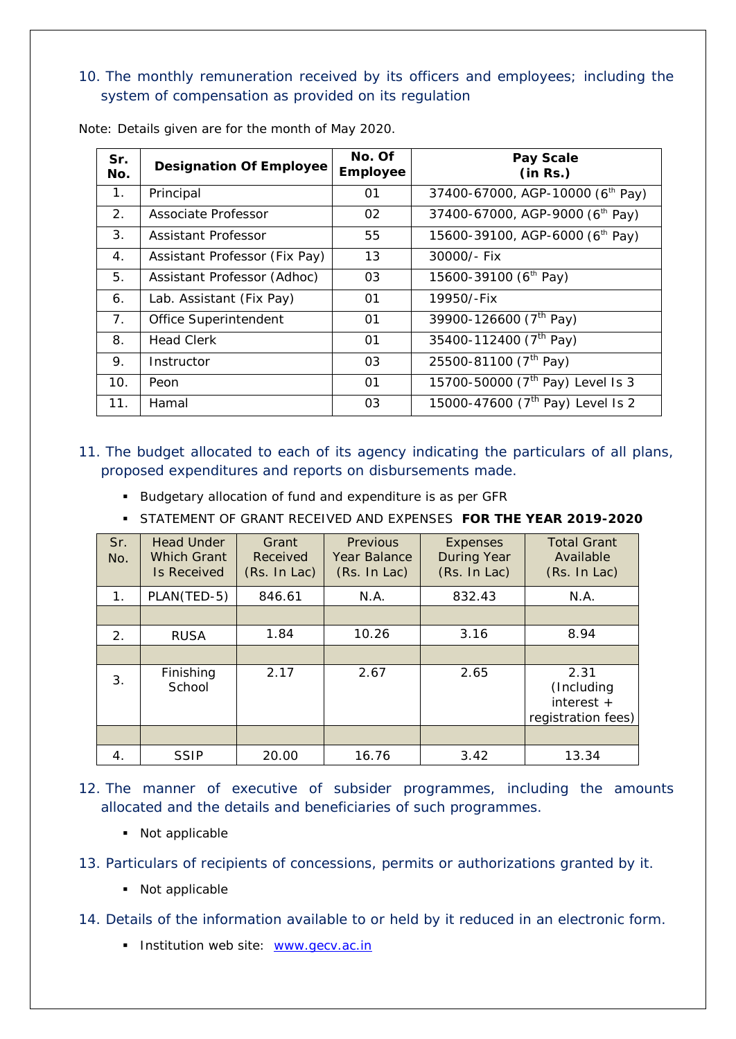10. The monthly remuneration received by its officers and employees; including the system of compensation as provided on its regulation

Note: Details given are for the month of May 2020.

| Sr. No. | Designation Of Employee | No. Of Employee | Pay Scale (in Rs.) |
|---|---|---|---|
| 1. | Principal | 01 | 37400-67000, AGP-10000 (6th Pay) |
| 2. | Associate Professor | 02 | 37400-67000, AGP-9000 (6th Pay) |
| 3. | Assistant Professor | 55 | 15600-39100, AGP-6000 (6th Pay) |
| 4. | Assistant Professor (Fix Pay) | 13 | 30000/- Fix |
| 5. | Assistant Professor (Adhoc) | 03 | 15600-39100 (6th Pay) |
| 6. | Lab. Assistant (Fix Pay) | 01 | 19950/-Fix |
| 7. | Office Superintendent | 01 | 39900-126600 (7th Pay) |
| 8. | Head Clerk | 01 | 35400-112400 (7th Pay) |
| 9. | Instructor | 03 | 25500-81100 (7th Pay) |
| 10. | Peon | 01 | 15700-50000 (7th Pay) Level Is 3 |
| 11. | Hamal | 03 | 15000-47600 (7th Pay) Level Is 2 |

11. The budget allocated to each of its agency indicating the particulars of all plans, proposed expenditures and reports on disbursements made.

- Budgetary allocation of fund and expenditure is as per GFR
- STATEMENT OF GRANT RECEIVED AND EXPENSES **FOR THE YEAR 2019-2020**

| Sr. No. | Head Under Which Grant Is Received | Grant Received (Rs. In Lac) | Previous Year Balance (Rs. In Lac) | Expenses During Year (Rs. In Lac) | Total Grant Available (Rs. In Lac) |
|---|---|---|---|---|---|
| 1. | PLAN(TED-5) | 846.61 | N.A. | 832.43 | N.A. |
| | | | | | |
| 2. | RUSA | 1.84 | 10.26 | 3.16 | 8.94 |
| | | | | | |
| 3. | Finishing School | 2.17 | 2.67 | 2.65 | 2.31 (Including interest + registration fees) |
| | | | | | |
| 4. | SSIP | 20.00 | 16.76 | 3.42 | 13.34 |

12. The manner of executive of subsider programmes, including the amounts allocated and the details and beneficiaries of such programmes.

- Not applicable

13. Particulars of recipients of concessions, permits or authorizations granted by it.

- Not applicable

14. Details of the information available to or held by it reduced in an electronic form.

- Institution web site: [www.gecv.ac.in](http://www.gecv.ac.in)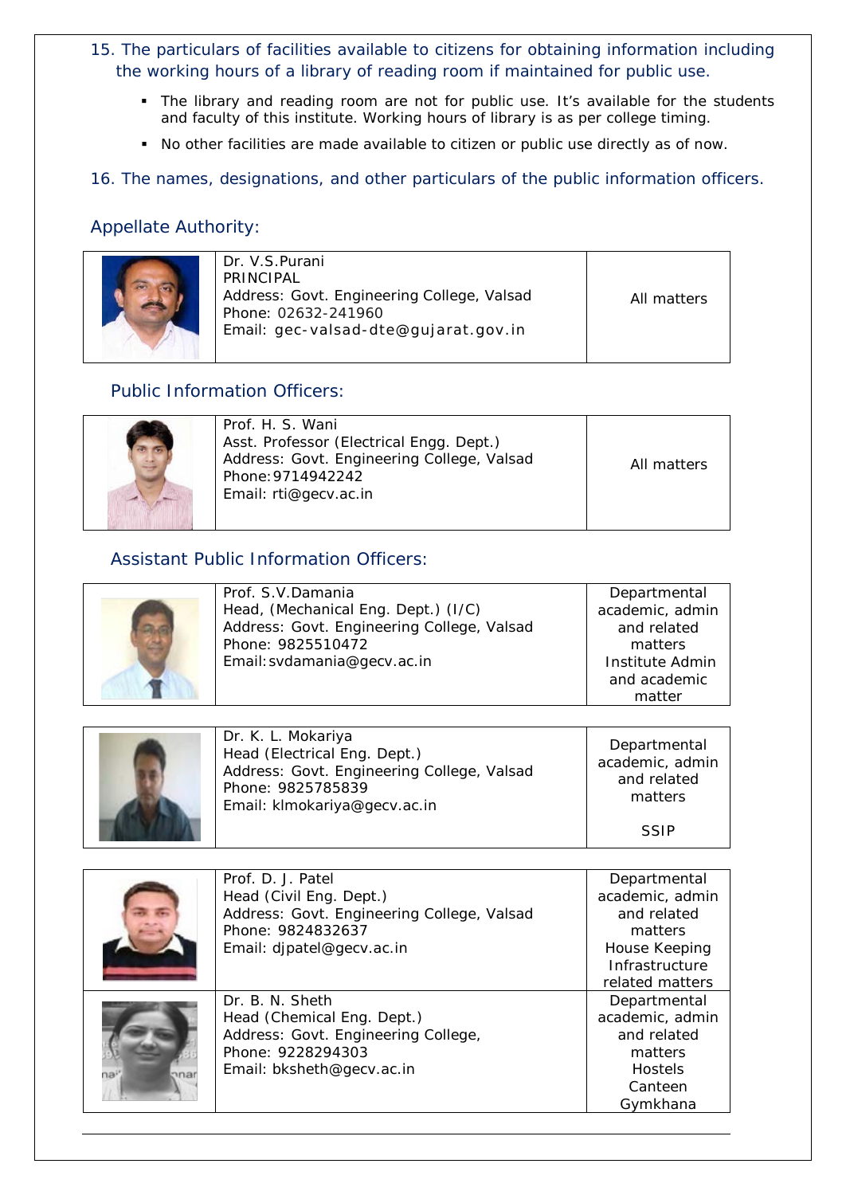15. The particulars of facilities available to citizens for obtaining information including the working hours of a library of reading room if maintained for public use.

- The library and reading room are not for public use. It's available for the students and faculty of this institute. Working hours of library is as per college timing.
- No other facilities are made available to citizen or public use directly as of now.

16. The names, designations, and other particulars of the public information officers.

## Appellate Authority:

| | | |
|---|---|---|
| | Dr. V.S.Purani<br>PRINCIPAL<br>Address: Govt. Engineering College, Valsad<br>Phone: 02632-241960<br>Email: gec-valsad-dte@gujarat.gov.in | All matters |

## Public Information Officers:

| | | |
|---|---|---|
| | Prof. H. S. Wani<br>Asst. Professor (Electrical Engg. Dept.)<br>Address: Govt. Engineering College, Valsad<br>Phone: 9714942242<br>Email: rti@gecv.ac.in | All matters |

## Assistant Public Information Officers:

| | | |
|---|---|---|
| | Prof. S.V.Damania<br>Head, (Mechanical Eng. Dept.) (I/C)<br>Address: Govt. Engineering College, Valsad<br>Phone: 9825510472<br>Email: svdamania@gecv.ac.in | Departmental academic, admin and related matters<br>Institute Admin and academic matter |

| | | |
|---|---|---|
| | Dr. K. L. Mokariya<br>Head (Electrical Eng. Dept.)<br>Address: Govt. Engineering College, Valsad<br>Phone: 9825785839<br>Email: klmokariya@gecv.ac.in | Departmental academic, admin and related matters<br><br>SSIP |

| | | |
|---|---|---|
| | Prof. D. J. Patel<br>Head (Civil Eng. Dept.)<br>Address: Govt. Engineering College, Valsad<br>Phone: 9824832637<br>Email: djpatel@gecv.ac.in | Departmental academic, admin and related matters<br>House Keeping Infrastructure related matters |
| | Dr. B. N. Sheth<br>Head (Chemical Eng. Dept.)<br>Address: Govt. Engineering College,<br>Phone: 9228294303<br>Email: bksheth@gecv.ac.in | Departmental academic, admin and related matters<br>Hostels<br>Canteen<br>Gymkhana |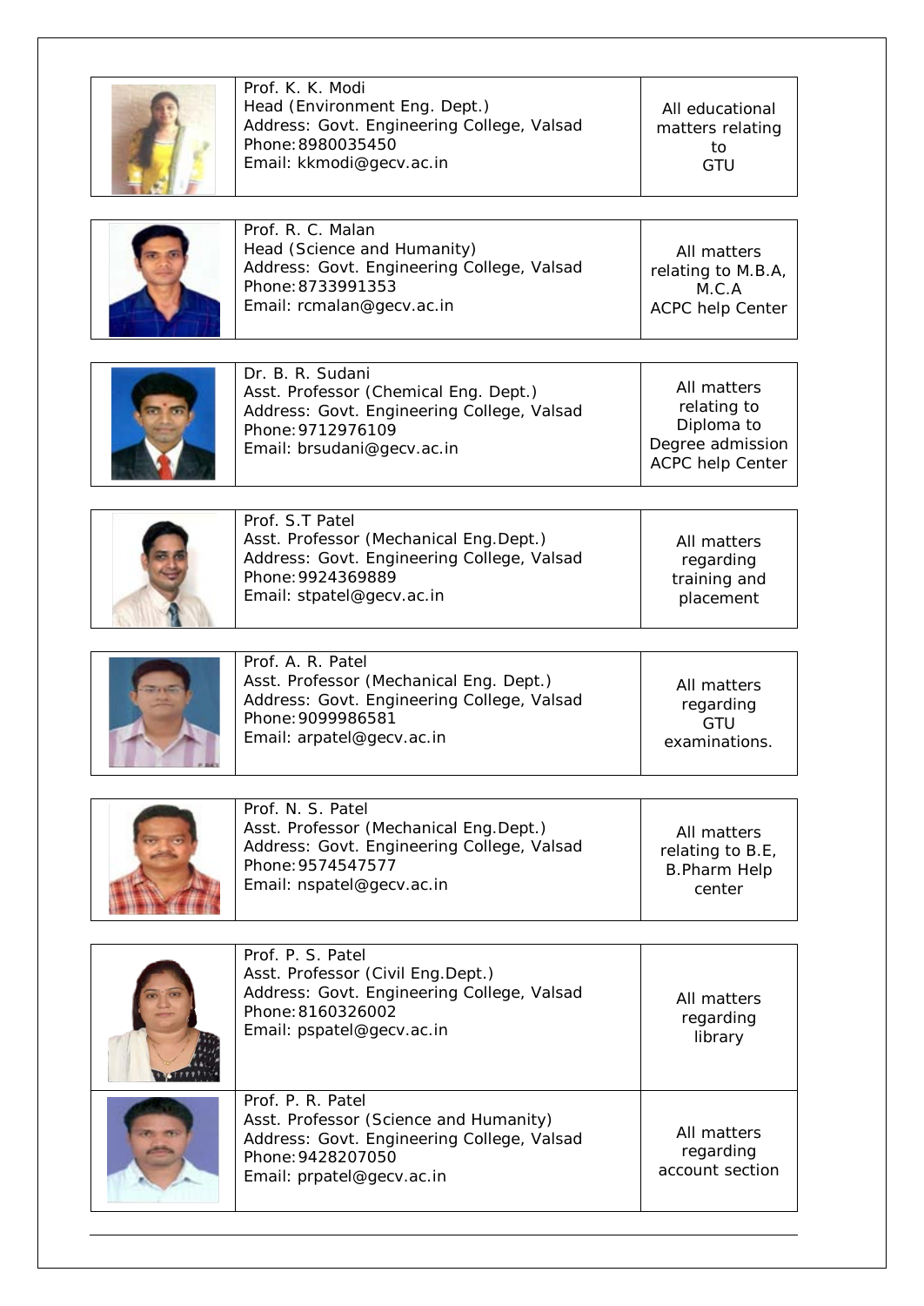| | | |
|---|---|---|
| | Prof. K. K. Modi<br>Head (Environment Eng. Dept.)<br>Address: Govt. Engineering College, Valsad<br>Phone: 8980035450<br>Email: kkmodi@gecv.ac.in | All educational matters relating to GTU |
| | Prof. R. C. Malan<br>Head (Science and Humanity)<br>Address: Govt. Engineering College, Valsad<br>Phone: 8733991353<br>Email: rcmalan@gecv.ac.in | All matters relating to M.B.A, M.C.A ACPC help Center |
| | Dr. B. R. Sudani<br>Asst. Professor (Chemical Eng. Dept.)<br>Address: Govt. Engineering College, Valsad<br>Phone: 9712976109<br>Email: brsudani@gecv.ac.in | All matters relating to Diploma to Degree admission ACPC help Center |
| | Prof. S.T Patel<br>Asst. Professor (Mechanical Eng.Dept.)<br>Address: Govt. Engineering College, Valsad<br>Phone: 9924369889<br>Email: stpatel@gecv.ac.in | All matters regarding training and placement |
| | Prof. A. R. Patel<br>Asst. Professor (Mechanical Eng. Dept.)<br>Address: Govt. Engineering College, Valsad<br>Phone: 9099986581<br>Email: arpatel@gecv.ac.in | All matters regarding GTU examinations. |
| | Prof. N. S. Patel<br>Asst. Professor (Mechanical Eng.Dept.)<br>Address: Govt. Engineering College, Valsad<br>Phone: 9574547577<br>Email: nspatel@gecv.ac.in | All matters relating to B.E, B.Pharm Help center |
| | Prof. P. S. Patel<br>Asst. Professor (Civil Eng.Dept.)<br>Address: Govt. Engineering College, Valsad<br>Phone: 8160326002<br>Email: pspatel@gecv.ac.in | All matters regarding library |
| | Prof. P. R. Patel<br>Asst. Professor (Science and Humanity)<br>Address: Govt. Engineering College, Valsad<br>Phone: 9428207050<br>Email: prpatel@gecv.ac.in | All matters regarding account section |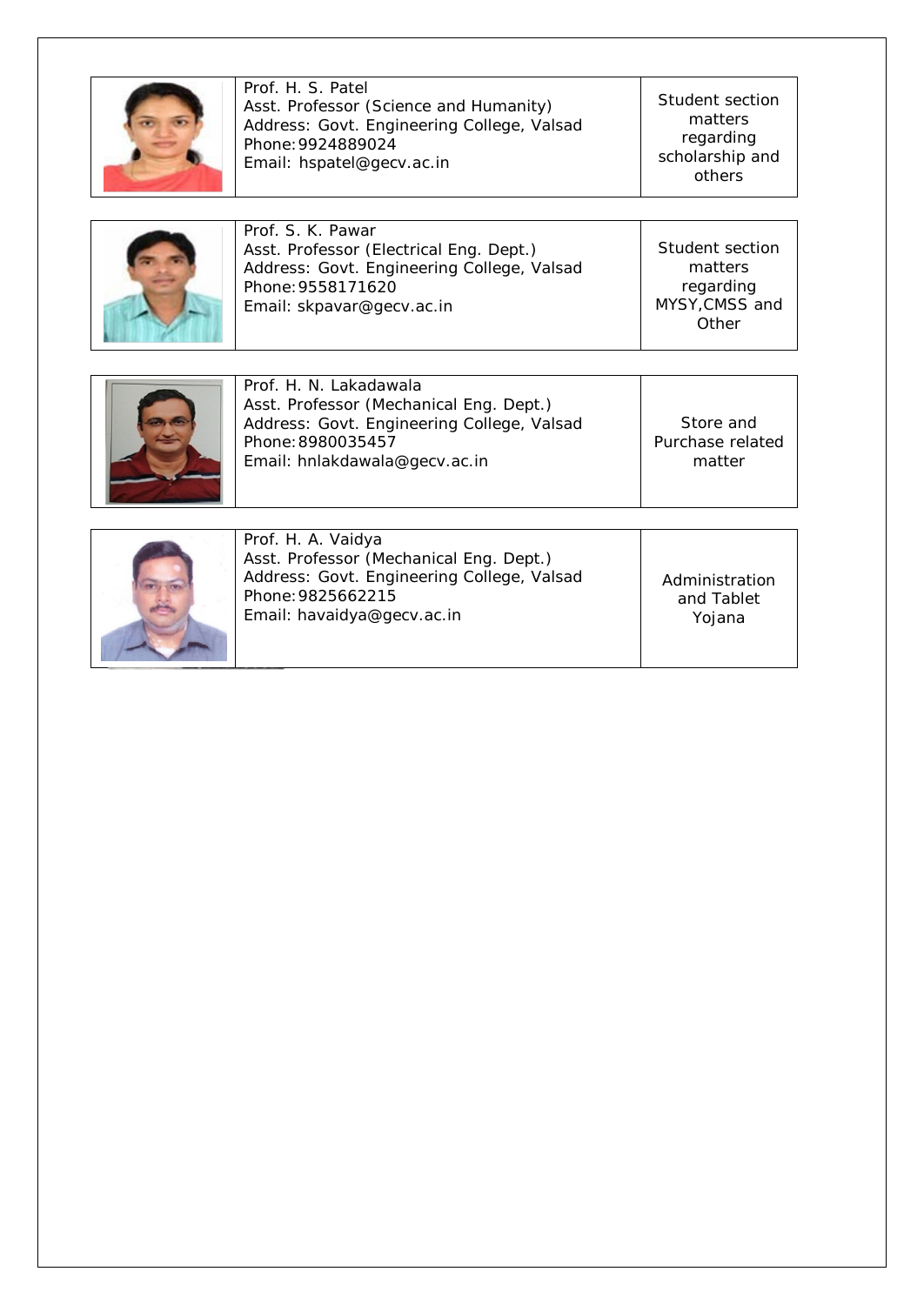| | | |
|---|---|---|
| | Prof. H. S. Patel<br>Asst. Professor (Science and Humanity)<br>Address: Govt. Engineering College, Valsad<br>Phone: 9924889024<br>Email: hspatel@gecv.ac.in | Student section matters regarding scholarship and others |

| | | |
|---|---|---|
| | Prof. S. K. Pawar<br>Asst. Professor (Electrical Eng. Dept.)<br>Address: Govt. Engineering College, Valsad<br>Phone: 9558171620<br>Email: skpavar@gecv.ac.in | Student section matters regarding MYSY,CMSS and Other |

| | | |
|---|---|---|
| | Prof. H. N. Lakadawala<br>Asst. Professor (Mechanical Eng. Dept.)<br>Address: Govt. Engineering College, Valsad<br>Phone: 8980035457<br>Email: hnlakdawala@gecv.ac.in | Store and Purchase related matter |

| | | |
|---|---|---|
| | Prof. H. A. Vaidya<br>Asst. Professor (Mechanical Eng. Dept.)<br>Address: Govt. Engineering College, Valsad<br>Phone: 9825662215<br>Email: havaidya@gecv.ac.in | Administration and Tablet Yojana |